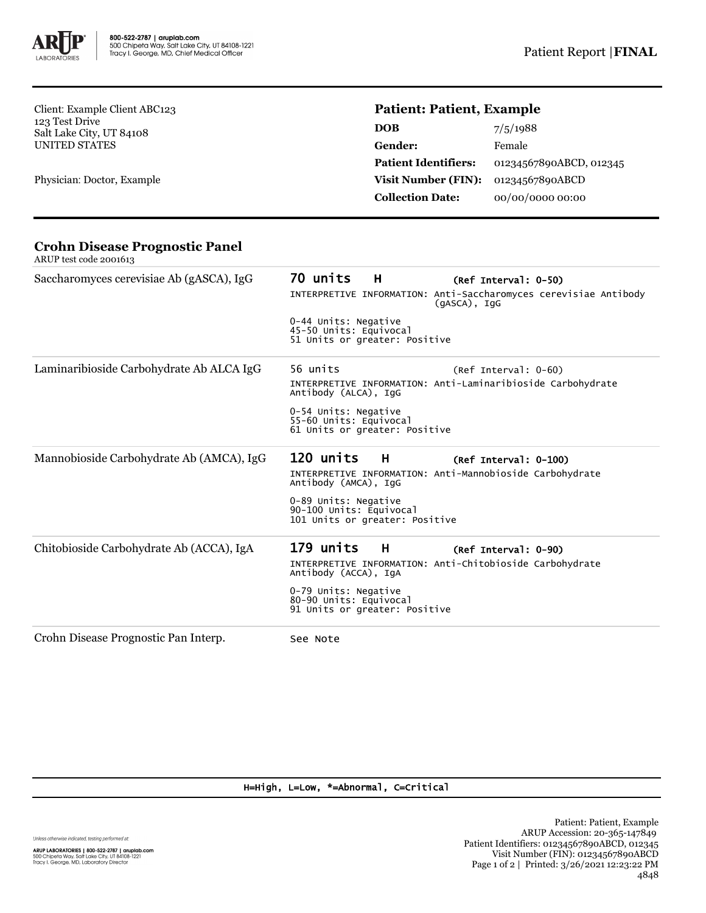Client: Example Client ABC123
123 Test Drive
Salt Lake City, UT 84108
UNITED STATES

Physician: Doctor, Example

## Patient: Patient, Example

| | |
|---|---|
| **DOB** | 7/5/1988 |
| **Gender:** | Female |
| **Patient Identifiers:** | 01234567890ABCD, 012345 |
| **Visit Number (FIN):** | 01234567890ABCD |
| **Collection Date:** | 00/00/0000 00:00 |

### Crohn Disease Prognostic Panel

ARUP test code 2001613

| Test | Result |
|---|---|
| Saccharomyces cerevisiae Ab (gASCA), IgG | **70 units H** (Ref Interval: 0-50)<br>INTERPRETIVE INFORMATION: Anti-Saccharomyces cerevisiae Antibody (gASCA), IgG<br><br>0-44 Units: Negative<br>45-50 Units: Equivocal<br>51 Units or greater: Positive |
| Laminaribioside Carbohydrate Ab ALCA IgG | 56 units (Ref Interval: 0-60)<br>INTERPRETIVE INFORMATION: Anti-Laminaribioside Carbohydrate Antibody (ALCA), IgG<br><br>0-54 Units: Negative<br>55-60 Units: Equivocal<br>61 Units or greater: Positive |
| Mannobioside Carbohydrate Ab (AMCA), IgG | **120 units H** (Ref Interval: 0-100)<br>INTERPRETIVE INFORMATION: Anti-Mannobioside Carbohydrate Antibody (AMCA), IgG<br><br>0-89 Units: Negative<br>90-100 Units: Equivocal<br>101 Units or greater: Positive |
| Chitobioside Carbohydrate Ab (ACCA), IgA | **179 units H** (Ref Interval: 0-90)<br>INTERPRETIVE INFORMATION: Anti-Chitobioside Carbohydrate Antibody (ACCA), IgA<br><br>0-79 Units: Negative<br>80-90 Units: Equivocal<br>91 Units or greater: Positive |
| Crohn Disease Prognostic Pan Interp. | See Note |

H=High, L=Low, *=Abnormal, C=Critical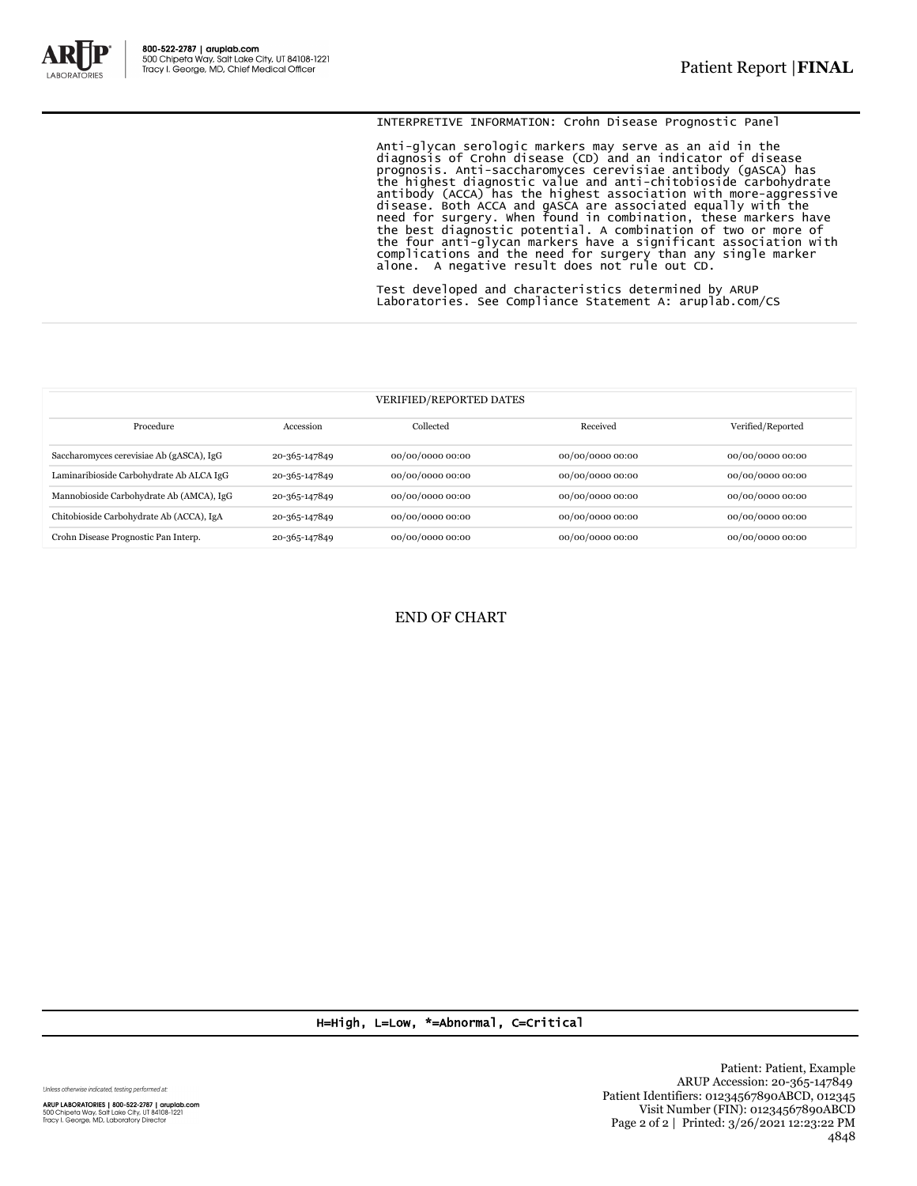INTERPRETIVE INFORMATION: Crohn Disease Prognostic Panel

Anti-glycan serologic markers may serve as an aid in the diagnosis of Crohn disease (CD) and an indicator of disease prognosis. Anti-saccharomyces cerevisiae antibody (gASCA) has the highest diagnostic value and anti-chitobioside carbohydrate antibody (ACCA) has the highest association with more-aggressive disease. Both ACCA and gASCA are associated equally with the need for surgery. When found in combination, these markers have the best diagnostic potential. A combination of two or more of the four anti-glycan markers have a significant association with complications and the need for surgery than any single marker alone. A negative result does not rule out CD.

Test developed and characteristics determined by ARUP Laboratories. See Compliance Statement A: aruplab.com/CS

VERIFIED/REPORTED DATES

| Procedure | Accession | Collected | Received | Verified/Reported |
|---|---|---|---|---|
| Saccharomyces cerevisiae Ab (gASCA), IgG | 20-365-147849 | 00/00/0000 00:00 | 00/00/0000 00:00 | 00/00/0000 00:00 |
| Laminaribioside Carbohydrate Ab ALCA IgG | 20-365-147849 | 00/00/0000 00:00 | 00/00/0000 00:00 | 00/00/0000 00:00 |
| Mannobioside Carbohydrate Ab (AMCA), IgG | 20-365-147849 | 00/00/0000 00:00 | 00/00/0000 00:00 | 00/00/0000 00:00 |
| Chitobioside Carbohydrate Ab (ACCA), IgA | 20-365-147849 | 00/00/0000 00:00 | 00/00/0000 00:00 | 00/00/0000 00:00 |
| Crohn Disease Prognostic Pan Interp. | 20-365-147849 | 00/00/0000 00:00 | 00/00/0000 00:00 | 00/00/0000 00:00 |

END OF CHART

H=High, L=Low, *=Abnormal, C=Critical